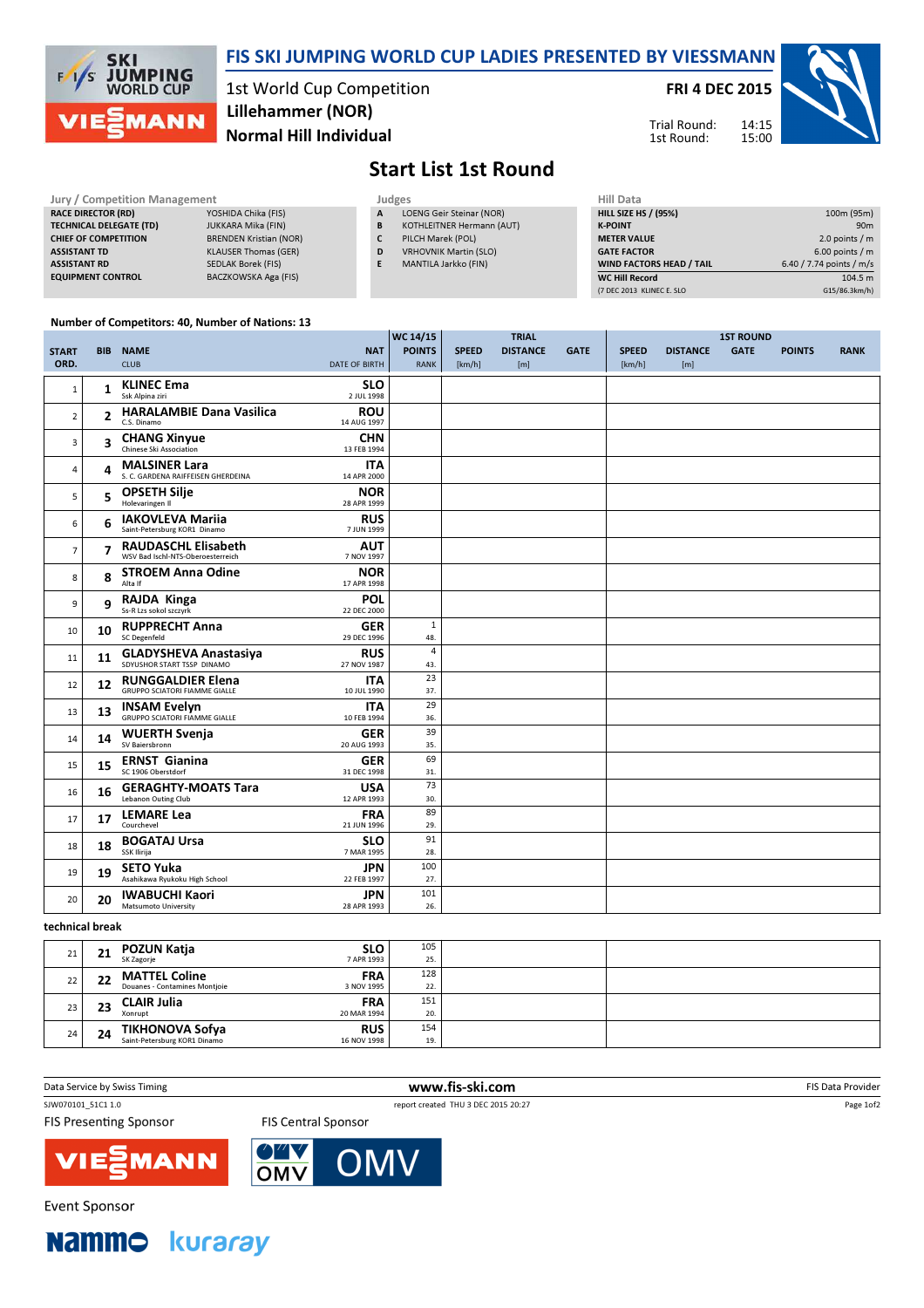# FIS SKI JUMPING WORLD CUP LADIES PRESENTED BY VIESSMANN

1st World Cup Competition
**Lillehammer (NOR)**
**Normal Hill Individual**

**FRI 4 DEC 2015**

Trial Round: 14:15
1st Round: 15:00

## Start List 1st Round

| Jury / Competition Management | |
|---|---|
| RACE DIRECTOR (RD) | YOSHIDA Chika (FIS) |
| TECHNICAL DELEGATE (TD) | JUKKARA Mika (FIN) |
| CHIEF OF COMPETITION | BRENDEN Kristian (NOR) |
| ASSISTANT TD | KLAUSER Thomas (GER) |
| ASSISTANT RD | SEDLAK Borek (FIS) |
| EQUIPMENT CONTROL | BACZKOWSKA Aga (FIS) |

| Judges | |
|---|---|
| A | LOENG Geir Steinar (NOR) |
| B | KOTHLEITNER Hermann (AUT) |
| C | PILCH Marek (POL) |
| D | VRHOVNIK Martin (SLO) |
| E | MANTILA Jarkko (FIN) |

| Hill Data | |
|---|---|
| HILL SIZE HS / (95%) | 100m (95m) |
| K-POINT | 90m |
| METER VALUE | 2.0 points / m |
| GATE FACTOR | 6.00 points / m |
| WIND FACTORS HEAD / TAIL | 6.40 / 7.74 points / m/s |
| WC Hill Record | 104.5 m |
| (7 DEC 2013 KLINEC E. SLO | G15/86.3km/h) |

Number of Competitors: 40, Number of Nations: 13

| START ORD. | BIB | NAME / CLUB | NAT / DATE OF BIRTH | WC 14/15 POINTS / RANK | TRIAL SPEED [km/h] | TRIAL DISTANCE [m] | TRIAL GATE | 1ST ROUND SPEED [km/h] | 1ST ROUND DISTANCE [m] | 1ST ROUND GATE | POINTS | RANK |
|---|---|---|---|---|---|---|---|---|---|---|---|---|
| 1 | 1 | KLINEC Ema / Ssk Alpina ziri | SLO / 2 JUL 1998 | | | | | | | | | |
| 2 | 2 | HARALAMBIE Dana Vasilica / C.S. Dinamo | ROU / 14 AUG 1997 | | | | | | | | | |
| 3 | 3 | CHANG Xinyue / Chinese Ski Association | CHN / 13 FEB 1994 | | | | | | | | | |
| 4 | 4 | MALSINER Lara / S. C. GARDENA RAIFFEISEN GHERDEINA | ITA / 14 APR 2000 | | | | | | | | | |
| 5 | 5 | OPSETH Silje / Holevaringen Il | NOR / 28 APR 1999 | | | | | | | | | |
| 6 | 6 | IAKOVLEVA Mariia / Saint-Petersburg KOR1 Dinamo | RUS / 7 JUN 1999 | | | | | | | | | |
| 7 | 7 | RAUDASCHL Elisabeth / WSV Bad Ischl-NTS-Oberoesterreich | AUT / 7 NOV 1997 | | | | | | | | | |
| 8 | 8 | STROEM Anna Odine / Alta If | NOR / 17 APR 1998 | | | | | | | | | |
| 9 | 9 | RAJDA Kinga / Ss-R Lzs sokol szczyrk | POL / 22 DEC 2000 | | | | | | | | | |
| 10 | 10 | RUPPRECHT Anna / SC Degenfeld | GER / 29 DEC 1996 | 1 / 48. | | | | | | | | |
| 11 | 11 | GLADYSHEVA Anastasiya / SDYUSHOR START TSSP DINAMO | RUS / 27 NOV 1987 | 4 / 43. | | | | | | | | |
| 12 | 12 | RUNGGALDIER Elena / GRUPPO SCIATORI FIAMME GIALLE | ITA / 10 JUL 1990 | 23 / 37. | | | | | | | | |
| 13 | 13 | INSAM Evelyn / GRUPPO SCIATORI FIAMME GIALLE | ITA / 10 FEB 1994 | 29 / 36. | | | | | | | | |
| 14 | 14 | WUERTH Svenja / SV Baiersbronn | GER / 20 AUG 1993 | 39 / 35. | | | | | | | | |
| 15 | 15 | ERNST Gianina / SC 1906 Oberstdorf | GER / 31 DEC 1998 | 69 / 31. | | | | | | | | |
| 16 | 16 | GERAGHTY-MOATS Tara / Lebanon Outing Club | USA / 12 APR 1993 | 73 / 30. | | | | | | | | |
| 17 | 17 | LEMARE Lea / Courchevel | FRA / 21 JUN 1996 | 89 / 29. | | | | | | | | |
| 18 | 18 | BOGATAJ Ursa / SSK Ilirija | SLO / 7 MAR 1995 | 91 / 28. | | | | | | | | |
| 19 | 19 | SETO Yuka / Asahikawa Ryukoku High School | JPN / 22 FEB 1997 | 100 / 27. | | | | | | | | |
| 20 | 20 | IWABUCHI Kaori / Matsumoto University | JPN / 28 APR 1993 | 101 / 26. | | | | | | | | |
| technical break | | | | | | | | | | | | |
| 21 | 21 | POZUN Katja / SK Zagorje | SLO / 7 APR 1993 | 105 / 25. | | | | | | | | |
| 22 | 22 | MATTEL Coline / Douanes - Contamines Montjoie | FRA / 3 NOV 1995 | 128 / 22. | | | | | | | | |
| 23 | 23 | CLAIR Julia / Xonrupt | FRA / 20 MAR 1994 | 151 / 20. | | | | | | | | |
| 24 | 24 | TIKHONOVA Sofya / Saint-Petersburg KOR1 Dinamo | RUS / 16 NOV 1998 | 154 / 19. | | | | | | | | |

Data Service by Swiss Timing — www.fis-ski.com — FIS Data Provider

SJW070101_51C1 1.0 — report created THU 3 DEC 2015 20:27

FIS Presenting Sponsor: VIESSMANN — FIS Central Sponsor: OMV

Event Sponsor: Nammo, kuraray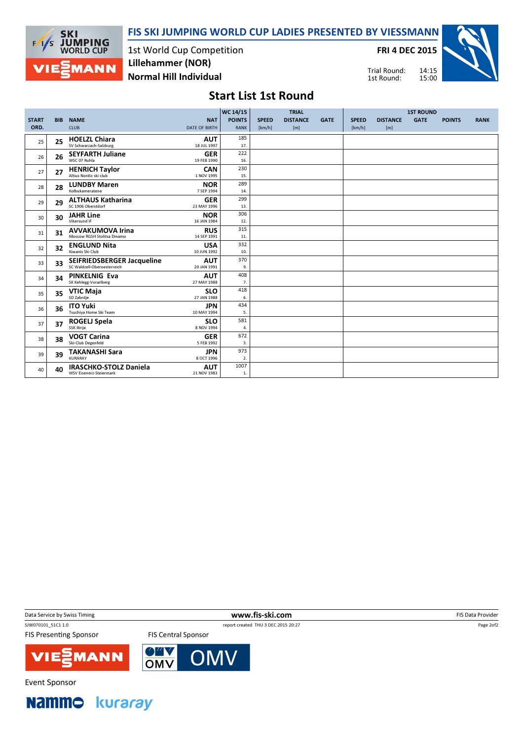# FIS SKI JUMPING WORLD CUP LADIES PRESENTED BY VIESSMANN

1st World Cup Competition
**Lillehammer (NOR)**
**Normal Hill Individual**

**FRI 4 DEC 2015**

Trial Round: 14:15
1st Round: 15:00

## Start List 1st Round

| START ORD. | BIB | NAME / CLUB | NAT / DATE OF BIRTH | WC 14/15 POINTS / RANK | TRIAL SPEED [km/h] | TRIAL DISTANCE [m] | TRIAL GATE | 1ST ROUND SPEED [km/h] | 1ST ROUND DISTANCE [m] | 1ST ROUND GATE | 1ST ROUND POINTS | 1ST ROUND RANK |
|---|---|---|---|---|---|---|---|---|---|---|---|---|
| 25 | 25 | **HOELZL Chiara** SV Schwarzach-Salzburg | **AUT** 18 JUL 1997 | 185 17. | | | | | | | | |
| 26 | 26 | **SEYFARTH Juliane** WSC 07 Ruhla | **GER** 19 FEB 1990 | 222 16. | | | | | | | | |
| 27 | 27 | **HENRICH Taylor** Altius Nordic ski club | **CAN** 1 NOV 1995 | 230 15. | | | | | | | | |
| 28 | 28 | **LUNDBY Maren** Kolbukameratene | **NOR** 7 SEP 1994 | 289 14. | | | | | | | | |
| 29 | 29 | **ALTHAUS Katharina** SC 1906 Oberstdorf | **GER** 23 MAY 1996 | 299 13. | | | | | | | | |
| 30 | 30 | **JAHR Line** Vikersund IF | **NOR** 16 JAN 1984 | 306 12. | | | | | | | | |
| 31 | 31 | **AVVAKUMOVA Irina** Moscow RGSH Stolitsa Dinamo | **RUS** 14 SEP 1991 | 315 11. | | | | | | | | |
| 32 | 32 | **ENGLUND Nita** Kiwanis Ski Club | **USA** 10 JUN 1992 | 332 10. | | | | | | | | |
| 33 | 33 | **SEIFRIEDSBERGER Jacqueline** SC Waldzell-Oberoesterreich | **AUT** 20 JAN 1991 | 370 9. | | | | | | | | |
| 34 | 34 | **PINKELNIG Eva** SK Kehlegg-Vorarlberg | **AUT** 27 MAY 1988 | 408 7. | | | | | | | | |
| 35 | 35 | **VTIC Maja** SD Zabrdje | **SLO** 27 JAN 1988 | 418 6. | | | | | | | | |
| 36 | 36 | **ITO Yuki** Tsuchiya Home Ski Team | **JPN** 10 MAY 1994 | 434 5. | | | | | | | | |
| 37 | 37 | **ROGELJ Spela** SSK Ilirija | **SLO** 8 NOV 1994 | 581 4. | | | | | | | | |
| 38 | 38 | **VOGT Carina** Ski-Club Degenfeld | **GER** 5 FEB 1992 | 672 3. | | | | | | | | |
| 39 | 39 | **TAKANASHI Sara** KURARAY | **JPN** 8 OCT 1996 | 973 2. | | | | | | | | |
| 40 | 40 | **IRASCHKO-STOLZ Daniela** WSV Eisenerz-Steiermark | **AUT** 21 NOV 1983 | 1007 1. | | | | | | | | |

Data Service by Swiss Timing — **www.fis-ski.com** — FIS Data Provider

SJW070101_51C1 1.0 — report created THU 3 DEC 2015 20:27

FIS Presenting Sponsor: VIESSMANN
FIS Central Sponsor: OMV
Event Sponsor: Nammo, kuraray